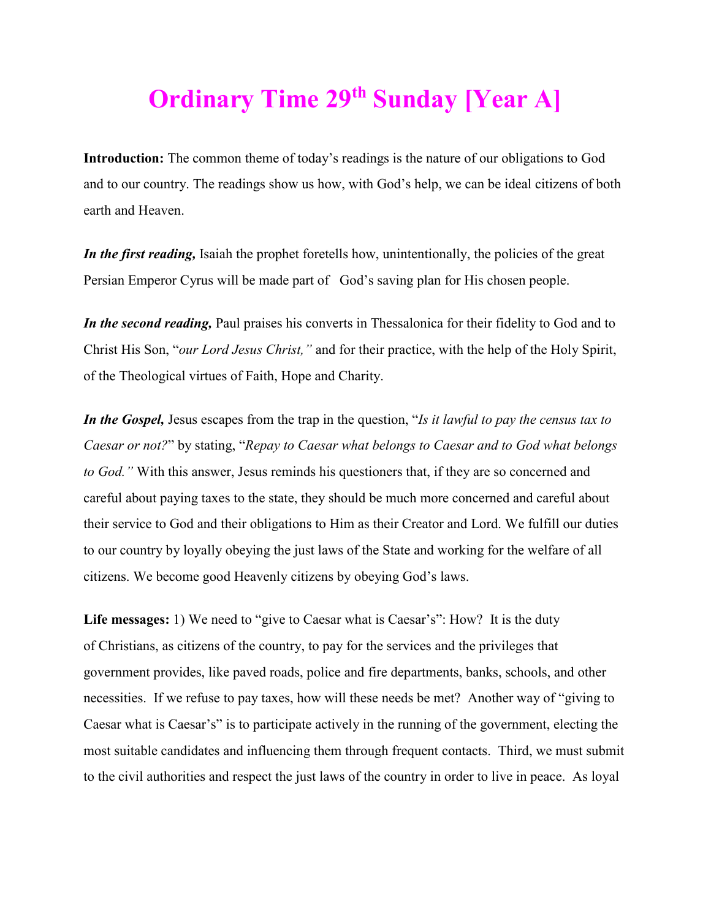# Ordinary Time 29th Sunday [Year A]

**Introduction:** The common theme of today's readings is the nature of our obligations to God and to our country. The readings show us how, with God's help, we can be ideal citizens of both earth and Heaven.

***In the first reading,*** Isaiah the prophet foretells how, unintentionally, the policies of the great Persian Emperor Cyrus will be made part of God's saving plan for His chosen people.

***In the second reading,*** Paul praises his converts in Thessalonica for their fidelity to God and to Christ His Son, "*our Lord Jesus Christ,"* and for their practice, with the help of the Holy Spirit, of the Theological virtues of Faith, Hope and Charity.

***In the Gospel,*** Jesus escapes from the trap in the question, "*Is it lawful to pay the census tax to Caesar or not?*" by stating, "*Repay to Caesar what belongs to Caesar and to God what belongs to God."* With this answer, Jesus reminds his questioners that, if they are so concerned and careful about paying taxes to the state, they should be much more concerned and careful about their service to God and their obligations to Him as their Creator and Lord. We fulfill our duties to our country by loyally obeying the just laws of the State and working for the welfare of all citizens. We become good Heavenly citizens by obeying God's laws.

**Life messages:** 1) We need to "give to Caesar what is Caesar's": How? It is the duty of Christians, as citizens of the country, to pay for the services and the privileges that government provides, like paved roads, police and fire departments, banks, schools, and other necessities. If we refuse to pay taxes, how will these needs be met? Another way of "giving to Caesar what is Caesar's" is to participate actively in the running of the government, electing the most suitable candidates and influencing them through frequent contacts. Third, we must submit to the civil authorities and respect the just laws of the country in order to live in peace. As loyal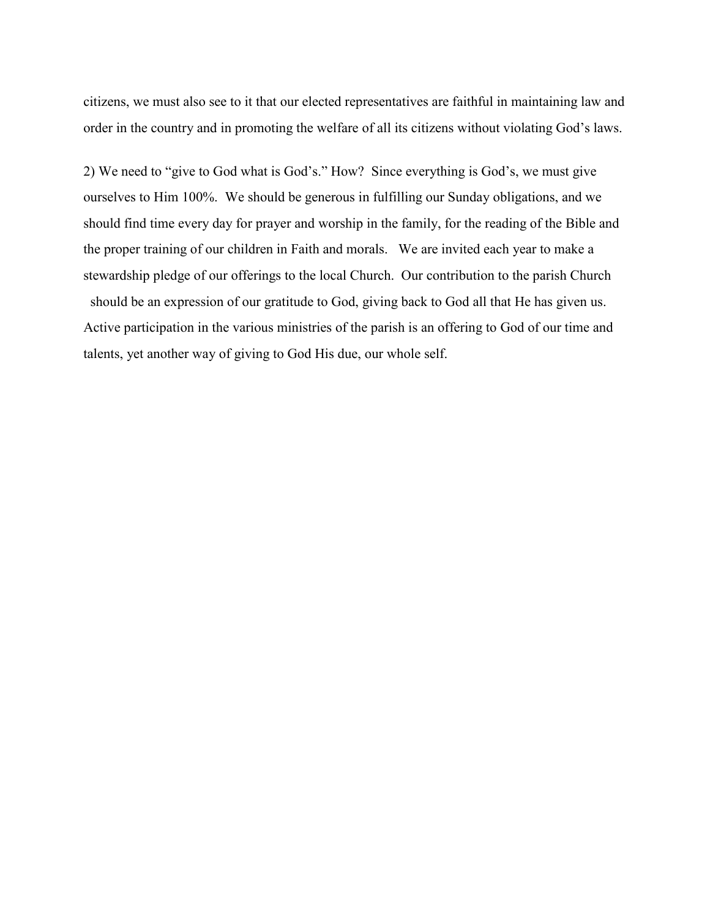citizens, we must also see to it that our elected representatives are faithful in maintaining law and order in the country and in promoting the welfare of all its citizens without violating God's laws.

2) We need to "give to God what is God's." How? Since everything is God's, we must give ourselves to Him 100%. We should be generous in fulfilling our Sunday obligations, and we should find time every day for prayer and worship in the family, for the reading of the Bible and the proper training of our children in Faith and morals. We are invited each year to make a stewardship pledge of our offerings to the local Church. Our contribution to the parish Church should be an expression of our gratitude to God, giving back to God all that He has given us. Active participation in the various ministries of the parish is an offering to God of our time and talents, yet another way of giving to God His due, our whole self.